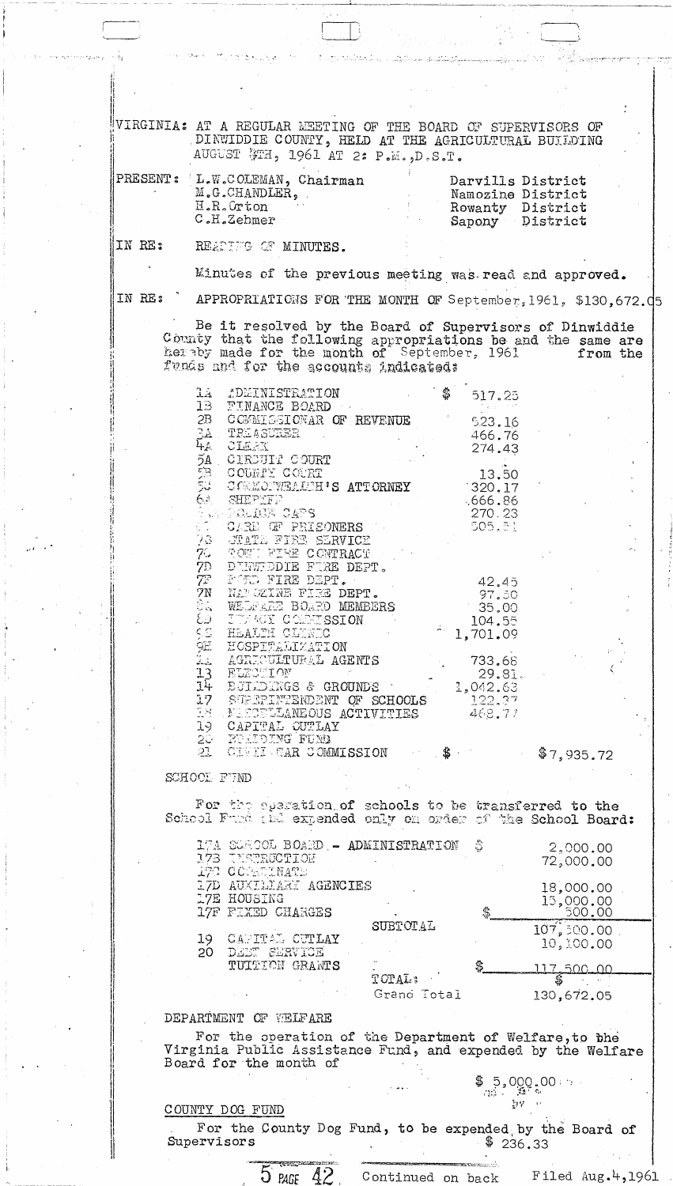VIRGINIA: AT A REGULAR MEETING OF THE BOARD OF SUPERVISORS OF DINWIDDIE COUNTY, HELD AT THE AGRICULTURAL BUILDING AUGUST 9TH, 1961 AT 2: P.M.,D.S.T.

| PRESENT: | | |
|---|---|---|
| | L.W.COLEMAN, Chairman | Darvills District |
| | M.G.CHANDLER, | Namozine District |
| | H.R.Orton | Rowanty District |
| | C.H.Zehmer | Sapony District |

IN RE: READING OF MINUTES.

Minutes of the previous meeting was read and approved.

IN RE: APPROPRIATIONS FOR THE MONTH OF September, 1961, $130,672.05

Be it resolved by the Board of Supervisors of Dinwiddie County that the following appropriations be and the same are hereby made for the month of September, 1961 from the funds and for the accounts indicated:

| | | | |
|---|---|---|---|
| 1A | ADMINISTRATION | $ 517.25 | |
| 1B | FINANCE BOARD | | |
| 2B | COMMISSIONER OF REVENUE | 523.16 | |
| 3A | TREASURER | 466.76 | |
| 4A | CLERK | 274.43 | |
| 5A | CIRCUIT COURT | | |
| 5B | COUNTY COURT | 13.50 | |
| 5C | COMMONWEALTH'S ATTORNEY | 320.17 | |
| 6A | SHERIFF | 666.86 | |
| | POLICE CARS | 270.23 | |
| | CARE OF PRISONERS | 505.51 | |
| 7B | STATE FIRE SERVICE | | |
| 7C | TOWN FIRE CONTRACT | | |
| 7D | DINWIDDIE FIRE DEPT. | | |
| 7F | FORD FIRE DEPT. | 42.45 | |
| 7N | NAMOZINE FIRE DEPT. | 97.50 | |
| | WELFARE BOARD MEMBERS | 35.00 | |
| | LUNACY COMMISSION | 104.55 | |
| | HEALTH CLINIC | 1,701.09 | |
| 9E | HOSPITALIZATION | | |
| | AGRICULTURAL AGENTS | 733.66 | |
| 13 | ELECTION | 29.81 | |
| 14 | BUILDINGS & GROUNDS | 1,042.63 | |
| 17 | SUPERINTENDENT OF SCHOOLS | 122.37 | |
| | MISCELLANEOUS ACTIVITIES | 462.77 | |
| 19 | CAPITAL OUTLAY | | |
| 20 | BUILDING FUND | | |
| 21 | CIVIL WAR COMMISSION | $ | $7,935.72 |

SCHOOL FUND

For the operation of schools to be transferred to the School Fund and expended only on order of the School Board:

| | | | |
|---|---|---|---|
| 17A | SCHOOL BOARD - ADMINISTRATION | $ | 2,000.00 |
| 17B | INSTRUCTION | | 72,000.00 |
| 17C | COORDINATE | | |
| 17D | AUXILIARY AGENCIES | | 18,000.00 |
| 17E | HOUSING | | 15,000.00 |
| 17F | FIXED CHARGES | $ | 500.00 |
| | | SUBTOTAL | 107,500.00 |
| 19 | CAPITAL OUTLAY | | 10,100.00 |
| 20 | DEBT SERVICE | | |
| | TUITION GRANTS | $ | 117,500.00 |
| | | TOTAL: | $ |
| | | Grand Total | 130,672.05 |

DEPARTMENT OF WELFARE

For the operation of the Department of Welfare, to the Virginia Public Assistance Fund, and expended by the Welfare Board for the month of $ 5,000.00

COUNTY DOG FUND

For the County Dog Fund, to be expended by the Board of Supervisors $ 236.33

5 PAGE 42 Continued on back Filed Aug.4,1961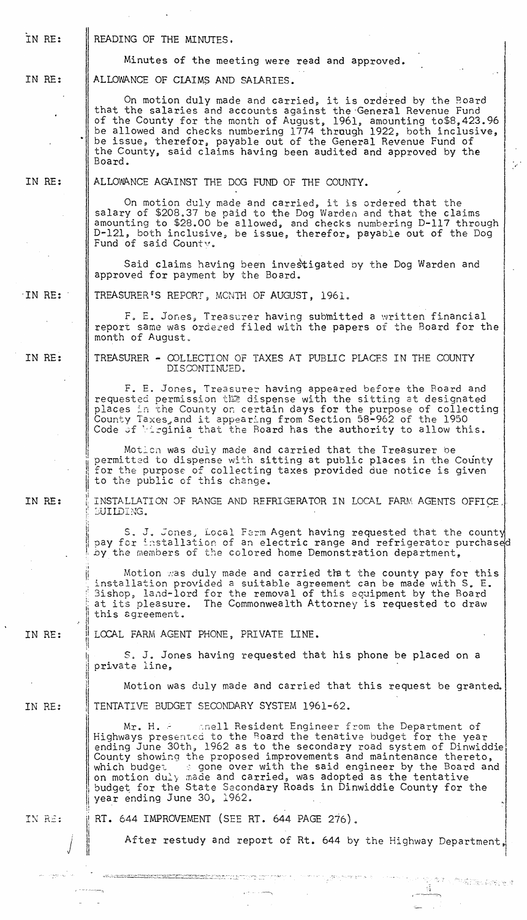IN RE: READING OF THE MINUTES.

Minutes of the meeting were read and approved.

IN RE: ALLOWANCE OF CLAIMS AND SALARIES.

On motion duly made and carried, it is ordered by the Board that the salaries and accounts against the General Revenue Fund of the County for the month of August, 1961, amounting to$8,423.96 be allowed and checks numbering 1774 through 1922, both inclusive, be issue, therefor, payable out of the General Revenue Fund of the County, said claims having been audited and approved by the Board.

IN RE: ALLOWANCE AGAINST THE DOG FUND OF THE COUNTY.

On motion duly made and carried, it is ordered that the salary of $208.37 be paid to the Dog Warden and that the claims amounting to $28.00 be allowed, and checks numbering D-117 through D-121, both inclusive, be issue, therefor, payable out of the Dog Fund of said County.

Said claims having been investigated by the Dog Warden and approved for payment by the Board.

IN RE: TREASURER'S REPORT, MONTH OF AUGUST, 1961.

F. E. Jones, Treasurer having submitted a written financial report same was ordered filed with the papers of the Board for the month of August.

IN RE: TREASURER - COLLECTION OF TAXES AT PUBLIC PLACES IN THE COUNTY DISCONTINUED.

F. E. Jones, Treasurer having appeared before the Board and requested permission the dispense with the sitting at designated places in the County on certain days for the purpose of collecting County Taxes, and it appearing from Section 58-962 of the 1950 Code of Virginia that the Board has the authority to allow this.

Motion was duly made and carried that the Treasurer be permitted to dispense with sitting at public places in the County for the purpose of collecting taxes provided due notice is given to the public of this change.

IN RE: INSTALLATION OF RANGE AND REFRIGERATOR IN LOCAL FARM AGENTS OFFICE BUILDING.

S. J. Jones, Local Farm Agent having requested that the county pay for installation of an electric range and refrigerator purchased by the members of the colored home Demonstration department,

Motion was duly made and carried that the county pay for this installation provided a suitable agreement can be made with S. E. Bishop, land-lord for the removal of this equipment by the Board at its pleasure. The Commonwealth Attorney is requested to draw this agreement.

IN RE: LOCAL FARM AGENT PHONE, PRIVATE LINE.

S. J. Jones having requested that his phone be placed on a private line,

Motion was duly made and carried that this request be granted.

IN RE: TENTATIVE BUDGET SECONDARY SYSTEM 1961-62.

Mr. H. - nell Resident Engineer from the Department of Highways presented to the Board the tenative budget for the year ending June 30th, 1962 as to the secondary road system of Dinwiddie County showing the proposed improvements and maintenance thereto, which budget s gone over with the said engineer by the Board and on motion duly made and carried, was adopted as the tentative budget for the State Secondary Roads in Dinwiddie County for the year ending June 30, 1962.

IN RE: RT. 644 IMPROVEMENT (SEE RT. 644 PAGE 276).

After restudy and report of Rt. 644 by the Highway Department,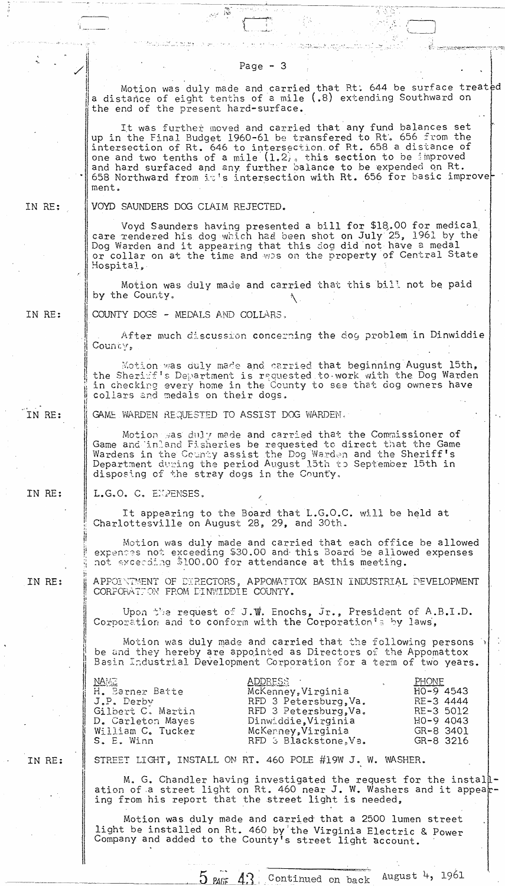Motion was duly made and carried that Rt. 644 be surface treated a distance of eight tenths of a mile (.8) extending Southward on the end of the present hard-surface.

It was further moved and carried that any fund balances set up in the Final Budget 1960-61 be transfered to Rt. 656 from the intersection of Rt. 646 to intersection of Rt. 658 a distance of one and two tenths of a mile (1.2), this section to be improved and hard surfaced and any further balance to be expended on Rt. 658 Northward from it's intersection with Rt. 656 for basic improvement.

IN RE: **VOYD SAUNDERS DOG CLAIM REJECTED.**

Voyd Saunders having presented a bill for $18.00 for medical care rendered his dog which had been shot on July 25, 1961 by the Dog Warden and it appearing that this dog did not have a medal or collar on at the time and was on the property of Central State Hospital,

Motion was duly made and carried that this bill not be paid by the County.

IN RE: **COUNTY DOGS - MEDALS AND COLLARS.**

After much discussion concerning the dog problem in Dinwiddie County,

Motion was duly made and carried that beginning August 15th, the Sheriff's Department is requested to work with the Dog Warden in checking every home in the County to see that dog owners have collars and medals on their dogs.

IN RE: **GAME WARDEN REQUESTED TO ASSIST DOG WARDEN.**

Motion was duly made and carried that the Commissioner of Game and Inland Fisheries be requested to direct that the Game Wardens in the County assist the Dog Warden and the Sheriff's Department during the period August 15th to September 15th in disposing of the stray dogs in the County.

IN RE: **L.G.O. C. EXPENSES.**

It appearing to the Board that L.G.O.C. will be held at Charlottesville on August 28, 29, and 30th.

Motion was duly made and carried that each office be allowed expenses not exceeding $30.00 and this Board be allowed expenses not exceeding $100.00 for attendance at this meeting.

IN RE: **APPOINTMENT OF DIRECTORS, APPOMATTOX BASIN INDUSTRIAL DEVELOPMENT CORPORATION FROM DINWIDDIE COUNTY.**

Upon the request of J.W. Enochs, Jr., President of A.B.I.D. Corporation and to conform with the Corporation's by laws,

Motion was duly made and carried that the following persons be and they hereby are appointed as Directors of the Appomattox Basin Industrial Development Corporation for a term of two years.

| NAME | ADDRESS | PHONE |
|---|---|---|
| H. Barner Batte | McKenney, Virginia | HO-9 4543 |
| J.P. Derby | RFD 3 Petersburg, Va. | RE-3 4444 |
| Gilbert C. Martin | RFD 3 Petersburg, Va. | RE-3 5012 |
| D. Carleton Mayes | Dinwiddie, Virginia | HO-9 4043 |
| William C. Tucker | McKenney, Virginia | GR-8 3401 |
| S. E. Winn | RFD 3 Blackstone, Va. | GR-8 3216 |

IN RE: **STREET LIGHT, INSTALL ON RT. 460 POLE #19W J. W. WASHER.**

M. G. Chandler having investigated the request for the installation of a street light on Rt. 460 near J. W. Washers and it appearing from his report that the street light is needed,

Motion was duly made and carried that a 2500 lumen street light be installed on Rt. 460 by the Virginia Electric & Power Company and added to the County's street light account.

5 PAGE 43 Continued on back August 4, 1961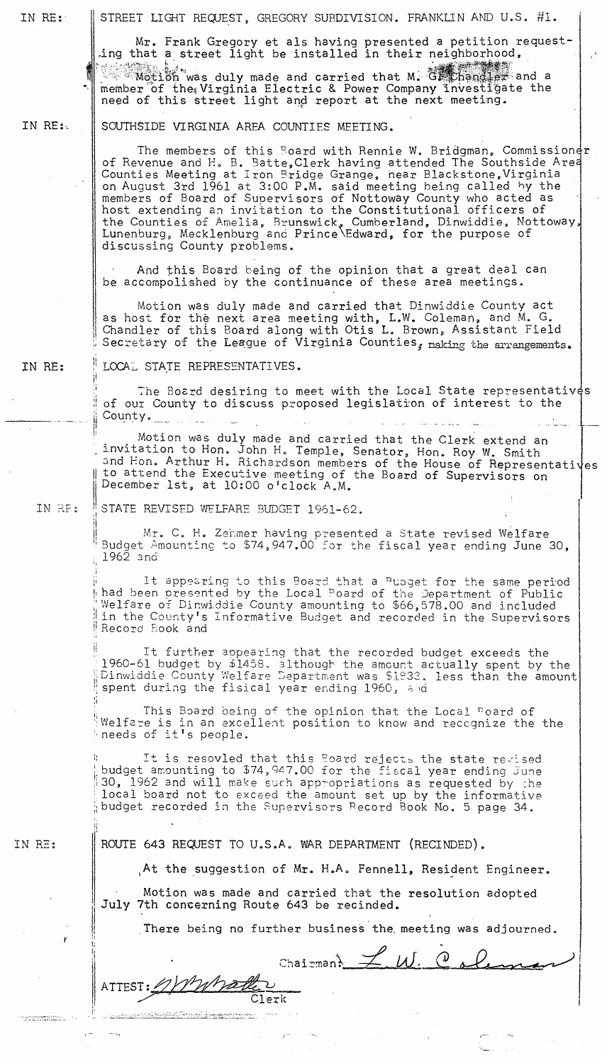IN RE: **STREET LIGHT REQUEST, GREGORY SUBDIVISION. FRANKLIN AND U.S. #1.**

Mr. Frank Gregory et als having presented a petition requesting that a street light be installed in their neighborhood,

Motion was duly made and carried that M. G. Chandler and a member of the Virginia Electric & Power Company investigate the need of this street light and report at the next meeting.

IN RE: **SOUTHSIDE VIRGINIA AREA COUNTIES MEETING.**

The members of this Board with Rennie W. Bridgman, Commissioner of Revenue and H. B. Batte, Clerk having attended The Southside Area Counties Meeting at Iron Bridge Grange, near Blackstone, Virginia on August 3rd 1961 at 3:00 P.M. said meeting being called by the members of Board of Supervisors of Nottoway County who acted as host extending an invitation to the Constitutional officers of the Counties of Amelia, Brunswick, Cumberland, Dinwiddie, Nottoway, Lunenburg, Mecklenburg and Prince Edward, for the purpose of discussing County problems.

And this Board being of the opinion that a great deal can be accompolished by the continuance of these area meetings.

Motion was duly made and carried that Dinwiddie County act as host for the next area meeting with, L.W. Coleman, and M. G. Chandler of this Board along with Otis L. Brown, Assistant Field Secretary of the League of Virginia Counties, making the arrangements.

IN RE: **LOCAL STATE REPRESENTATIVES.**

The Board desiring to meet with the Local State representatives of our County to discuss proposed legislation of interest to the County.

Motion was duly made and carried that the Clerk extend an invitation to Hon. John H. Temple, Senator, Hon. Roy W. Smith and Hon. Arthur H. Richardson members of the House of Representatives to attend the Executive meeting of the Board of Supervisors on December 1st, at 10:00 o'clock A.M.

IN RE: **STATE REVISED WELFARE BUDGET 1961-62.**

Mr. C. H. Zehmer having presented a State revised Welfare Budget Amounting to $74,947.00 for the fiscal year ending June 30, 1962 and

It appearing to this Board that a Buget for the same period had been presented by the Local Board of the Department of Public Welfare of Dinwiddie County amounting to $66,578.00 and included in the County's Informative Budget and recorded in the Supervisors Record Book and

It further appearing that the recorded budget exceeds the 1960-61 budget by $1458. although the amount actually spent by the Dinwiddie County Welfare Department was $1933. less than the amount spent during the fisical year ending 1960, and

This Board being of the opinion that the Local Board of Welfare is in an excellent position to know and recognize the the needs of it's people.

It is resovled that this Board rejects the state revised budget amounting to $74,947.00 for the fiscal year ending June 30, 1962 and will make such appropriations as requested by the local board not to exceed the amount set up by the informative budget recorded in the Supervisors Record Book No. 5 page 34.

IN RE: **ROUTE 643 REQUEST TO U.S.A. WAR DEPARTMENT (RECINDED).**

At the suggestion of Mr. H.A. Fennell, Resident Engineer.

Motion was made and carried that the resolution adopted July 7th concerning Route 643 be recinded.

There being no further business the meeting was adjourned.

Chairman: L. W. Coleman

ATTEST: _______________
Clerk